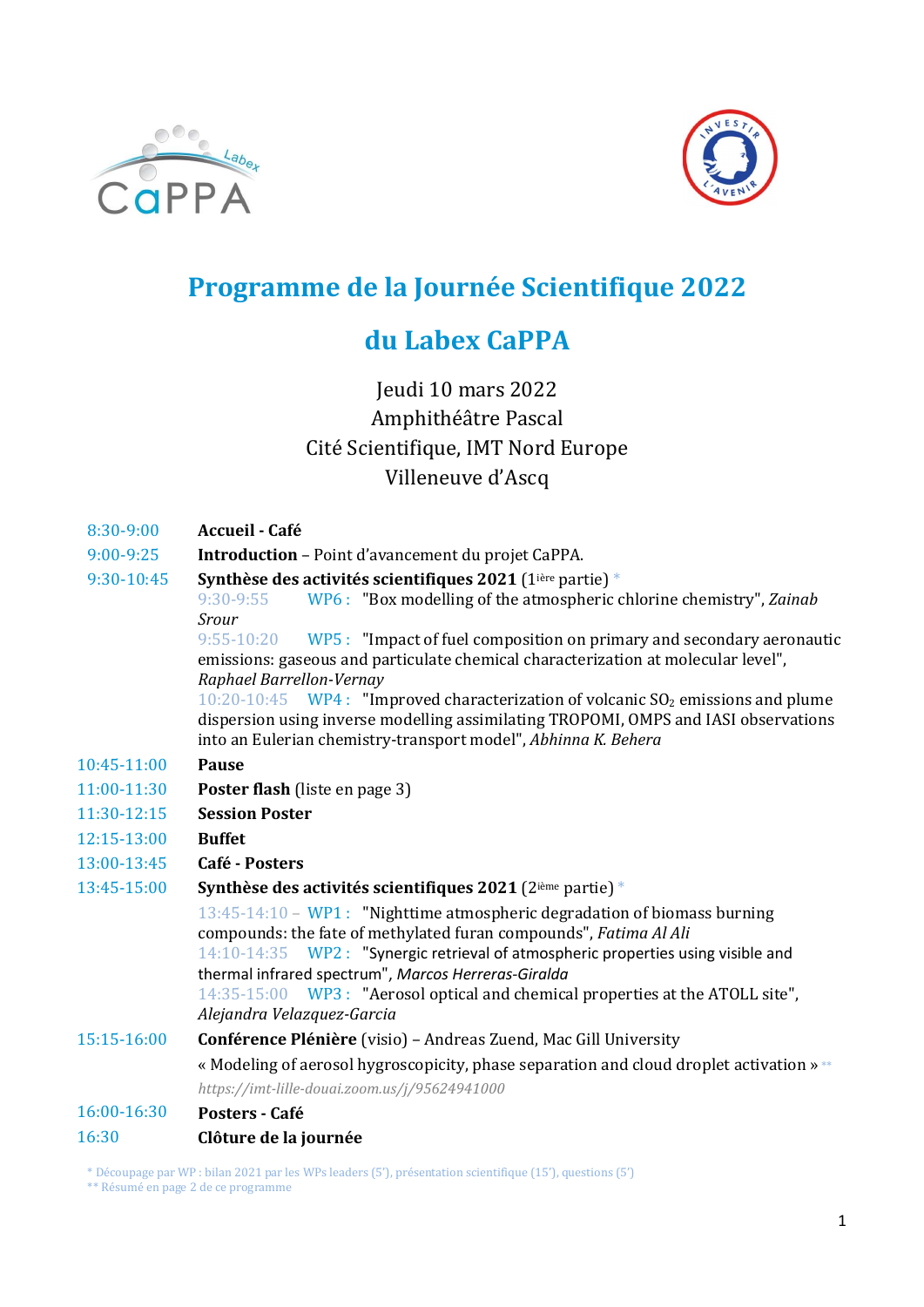# Programme de la Journée Scientifique 2022

# du Labex CaPPA

Jeudi 10 mars 2022
Amphithéâtre Pascal
Cité Scientifique, IMT Nord Europe
Villeneuve d'Ascq

8:30-9:00 **Accueil - Café**

9:00-9:25 **Introduction** – Point d'avancement du projet CaPPA.

9:30-10:45 **Synthèse des activités scientifiques 2021** (1ière partie) *

- 9:30-9:55 WP6 : "Box modelling of the atmospheric chlorine chemistry", *Zainab Srour*
- 9:55-10:20 WP5 : "Impact of fuel composition on primary and secondary aeronautic emissions: gaseous and particulate chemical characterization at molecular level", *Raphael Barrellon-Vernay*
- 10:20-10:45 WP4 : "Improved characterization of volcanic $SO_2$ emissions and plume dispersion using inverse modelling assimilating TROPOMI, OMPS and IASI observations into an Eulerian chemistry-transport model", *Abhinna K. Behera*

10:45-11:00 **Pause**

11:00-11:30 **Poster flash** (liste en page 3)

11:30-12:15 **Session Poster**

12:15-13:00 **Buffet**

13:00-13:45 **Café - Posters**

13:45-15:00 **Synthèse des activités scientifiques 2021** (2ième partie) *

- 13:45-14:10 – WP1 : "Nighttime atmospheric degradation of biomass burning compounds: the fate of methylated furan compounds", *Fatima Al Ali*
- 14:10-14:35 WP2 : "Synergic retrieval of atmospheric properties using visible and thermal infrared spectrum", *Marcos Herreras-Giralda*
- 14:35-15:00 WP3 : "Aerosol optical and chemical properties at the ATOLL site", *Alejandra Velazquez-Garcia*

15:15-16:00 **Conférence Plénière** (visio) – Andreas Zuend, Mac Gill University

« Modeling of aerosol hygroscopicity, phase separation and cloud droplet activation » **

*https://imt-lille-douai.zoom.us/j/95624941000*

16:00-16:30 **Posters - Café**

16:30 **Clôture de la journée**

\* Découpage par WP : bilan 2021 par les WPs leaders (5'), présentation scientifique (15'), questions (5')
\*\* Résumé en page 2 de ce programme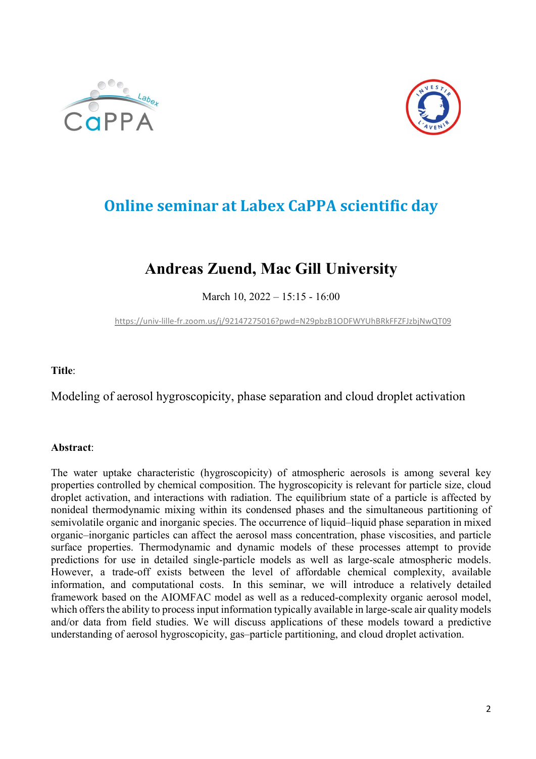# Online seminar at Labex CaPPA scientific day

## Andreas Zuend, Mac Gill University

March 10, 2022 – 15:15 - 16:00

https://univ-lille-fr.zoom.us/j/92147275016?pwd=N29pbzB1ODFWYUhBRkFFZFJzbjNwQT09

**Title**:

Modeling of aerosol hygroscopicity, phase separation and cloud droplet activation

**Abstract**:

The water uptake characteristic (hygroscopicity) of atmospheric aerosols is among several key properties controlled by chemical composition. The hygroscopicity is relevant for particle size, cloud droplet activation, and interactions with radiation. The equilibrium state of a particle is affected by nonideal thermodynamic mixing within its condensed phases and the simultaneous partitioning of semivolatile organic and inorganic species. The occurrence of liquid–liquid phase separation in mixed organic–inorganic particles can affect the aerosol mass concentration, phase viscosities, and particle surface properties. Thermodynamic and dynamic models of these processes attempt to provide predictions for use in detailed single-particle models as well as large-scale atmospheric models. However, a trade-off exists between the level of affordable chemical complexity, available information, and computational costs. In this seminar, we will introduce a relatively detailed framework based on the AIOMFAC model as well as a reduced-complexity organic aerosol model, which offers the ability to process input information typically available in large-scale air quality models and/or data from field studies. We will discuss applications of these models toward a predictive understanding of aerosol hygroscopicity, gas–particle partitioning, and cloud droplet activation.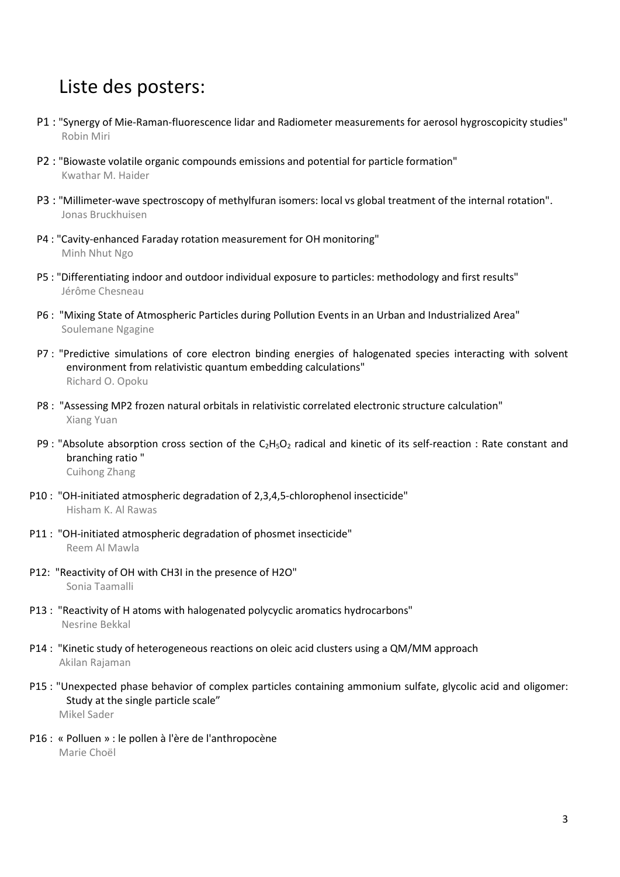# Liste des posters:

P1 : "Synergy of Mie-Raman-fluorescence lidar and Radiometer measurements for aerosol hygroscopicity studies"
Robin Miri

P2 : "Biowaste volatile organic compounds emissions and potential for particle formation"
Kwathar M. Haider

P3 : "Millimeter-wave spectroscopy of methylfuran isomers: local vs global treatment of the internal rotation".
Jonas Bruckhuisen

P4 : "Cavity-enhanced Faraday rotation measurement for OH monitoring"
Minh Nhut Ngo

P5 : "Differentiating indoor and outdoor individual exposure to particles: methodology and first results"
Jérôme Chesneau

P6 : "Mixing State of Atmospheric Particles during Pollution Events in an Urban and Industrialized Area"
Soulemane Ngagine

P7 : "Predictive simulations of core electron binding energies of halogenated species interacting with solvent environment from relativistic quantum embedding calculations"
Richard O. Opoku

P8 : "Assessing MP2 frozen natural orbitals in relativistic correlated electronic structure calculation"
Xiang Yuan

P9 : "Absolute absorption cross section of the $C_2H_5O_2$ radical and kinetic of its self-reaction : Rate constant and branching ratio "
Cuihong Zhang

P10 : "OH-initiated atmospheric degradation of 2,3,4,5-chlorophenol insecticide"
Hisham K. Al Rawas

P11 : "OH-initiated atmospheric degradation of phosmet insecticide"
Reem Al Mawla

P12: "Reactivity of OH with CH3I in the presence of H2O"
Sonia Taamalli

P13 : "Reactivity of H atoms with halogenated polycyclic aromatics hydrocarbons"
Nesrine Bekkal

P14 : "Kinetic study of heterogeneous reactions on oleic acid clusters using a QM/MM approach
Akilan Rajaman

P15 : "Unexpected phase behavior of complex particles containing ammonium sulfate, glycolic acid and oligomer: Study at the single particle scale"
Mikel Sader

P16 : « Polluen » : le pollen à l'ère de l'anthropocène
Marie Choël